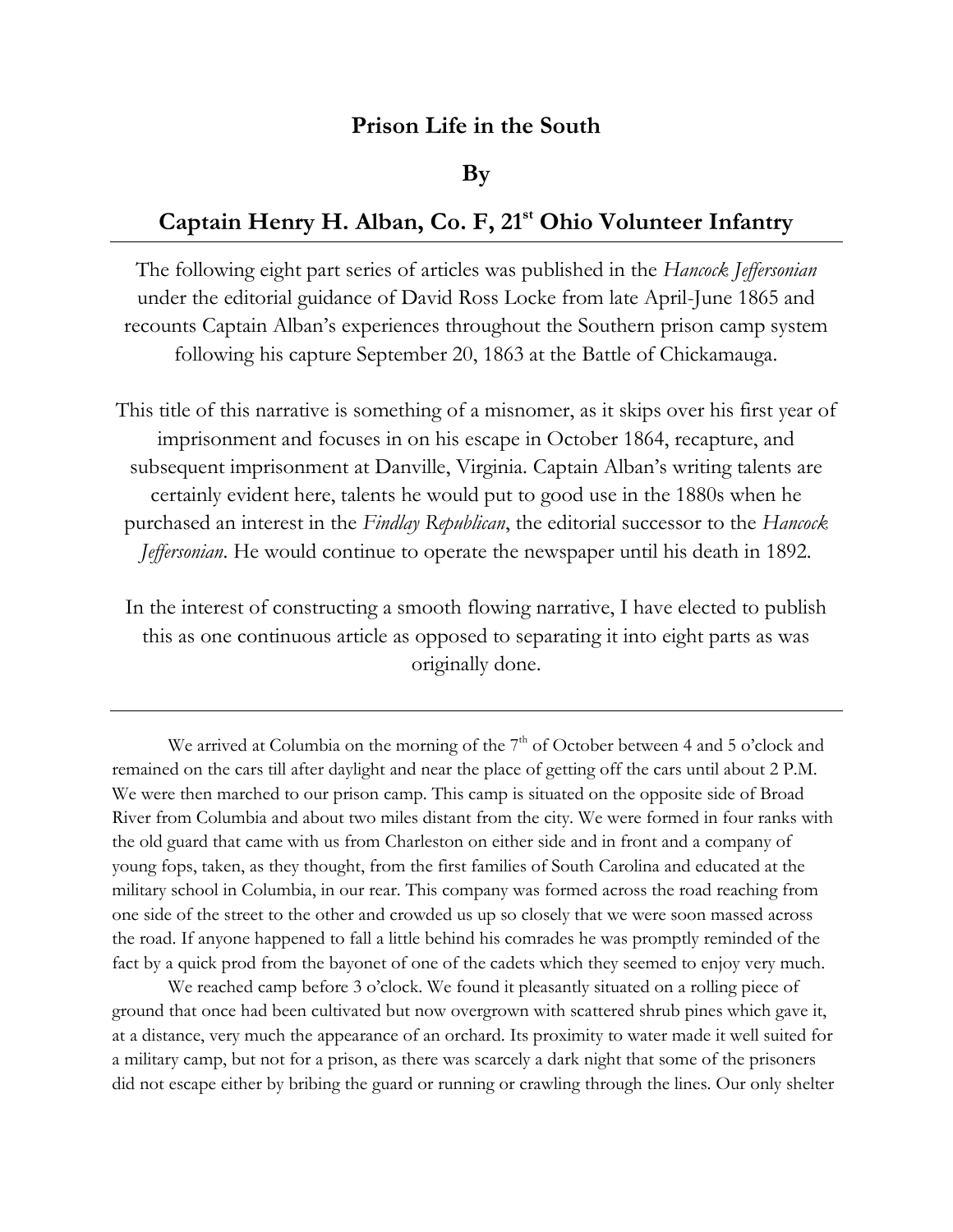# Prison Life in the South

## By

## Captain Henry H. Alban, Co. F, 21st Ohio Volunteer Infantry

The following eight part series of articles was published in the *Hancock Jeffersonian* under the editorial guidance of David Ross Locke from late April-June 1865 and recounts Captain Alban's experiences throughout the Southern prison camp system following his capture September 20, 1863 at the Battle of Chickamauga.

This title of this narrative is something of a misnomer, as it skips over his first year of imprisonment and focuses in on his escape in October 1864, recapture, and subsequent imprisonment at Danville, Virginia. Captain Alban's writing talents are certainly evident here, talents he would put to good use in the 1880s when he purchased an interest in the *Findlay Republican*, the editorial successor to the *Hancock Jeffersonian*. He would continue to operate the newspaper until his death in 1892.

In the interest of constructing a smooth flowing narrative, I have elected to publish this as one continuous article as opposed to separating it into eight parts as was originally done.

---

We arrived at Columbia on the morning of the 7th of October between 4 and 5 o'clock and remained on the cars till after daylight and near the place of getting off the cars until about 2 P.M. We were then marched to our prison camp. This camp is situated on the opposite side of Broad River from Columbia and about two miles distant from the city. We were formed in four ranks with the old guard that came with us from Charleston on either side and in front and a company of young fops, taken, as they thought, from the first families of South Carolina and educated at the military school in Columbia, in our rear. This company was formed across the road reaching from one side of the street to the other and crowded us up so closely that we were soon massed across the road. If anyone happened to fall a little behind his comrades he was promptly reminded of the fact by a quick prod from the bayonet of one of the cadets which they seemed to enjoy very much.

We reached camp before 3 o'clock. We found it pleasantly situated on a rolling piece of ground that once had been cultivated but now overgrown with scattered shrub pines which gave it, at a distance, very much the appearance of an orchard. Its proximity to water made it well suited for a military camp, but not for a prison, as there was scarcely a dark night that some of the prisoners did not escape either by bribing the guard or running or crawling through the lines. Our only shelter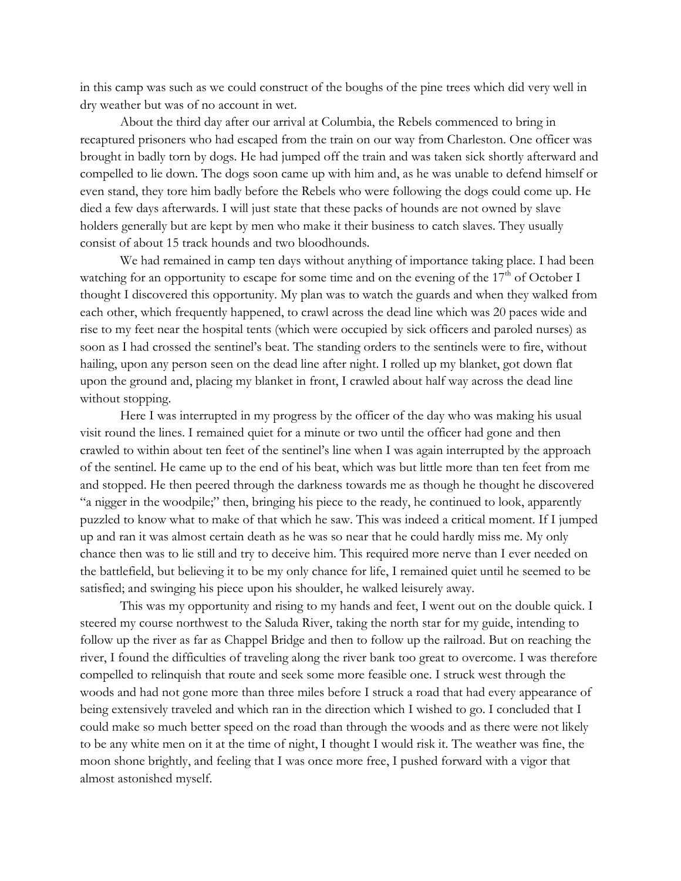in this camp was such as we could construct of the boughs of the pine trees which did very well in dry weather but was of no account in wet.

About the third day after our arrival at Columbia, the Rebels commenced to bring in recaptured prisoners who had escaped from the train on our way from Charleston. One officer was brought in badly torn by dogs. He had jumped off the train and was taken sick shortly afterward and compelled to lie down. The dogs soon came up with him and, as he was unable to defend himself or even stand, they tore him badly before the Rebels who were following the dogs could come up. He died a few days afterwards. I will just state that these packs of hounds are not owned by slave holders generally but are kept by men who make it their business to catch slaves. They usually consist of about 15 track hounds and two bloodhounds.

We had remained in camp ten days without anything of importance taking place. I had been watching for an opportunity to escape for some time and on the evening of the 17th of October I thought I discovered this opportunity. My plan was to watch the guards and when they walked from each other, which frequently happened, to crawl across the dead line which was 20 paces wide and rise to my feet near the hospital tents (which were occupied by sick officers and paroled nurses) as soon as I had crossed the sentinel's beat. The standing orders to the sentinels were to fire, without hailing, upon any person seen on the dead line after night. I rolled up my blanket, got down flat upon the ground and, placing my blanket in front, I crawled about half way across the dead line without stopping.

Here I was interrupted in my progress by the officer of the day who was making his usual visit round the lines. I remained quiet for a minute or two until the officer had gone and then crawled to within about ten feet of the sentinel's line when I was again interrupted by the approach of the sentinel. He came up to the end of his beat, which was but little more than ten feet from me and stopped. He then peered through the darkness towards me as though he thought he discovered "a nigger in the woodpile;" then, bringing his piece to the ready, he continued to look, apparently puzzled to know what to make of that which he saw. This was indeed a critical moment. If I jumped up and ran it was almost certain death as he was so near that he could hardly miss me. My only chance then was to lie still and try to deceive him. This required more nerve than I ever needed on the battlefield, but believing it to be my only chance for life, I remained quiet until he seemed to be satisfied; and swinging his piece upon his shoulder, he walked leisurely away.

This was my opportunity and rising to my hands and feet, I went out on the double quick. I steered my course northwest to the Saluda River, taking the north star for my guide, intending to follow up the river as far as Chappel Bridge and then to follow up the railroad. But on reaching the river, I found the difficulties of traveling along the river bank too great to overcome. I was therefore compelled to relinquish that route and seek some more feasible one. I struck west through the woods and had not gone more than three miles before I struck a road that had every appearance of being extensively traveled and which ran in the direction which I wished to go. I concluded that I could make so much better speed on the road than through the woods and as there were not likely to be any white men on it at the time of night, I thought I would risk it. The weather was fine, the moon shone brightly, and feeling that I was once more free, I pushed forward with a vigor that almost astonished myself.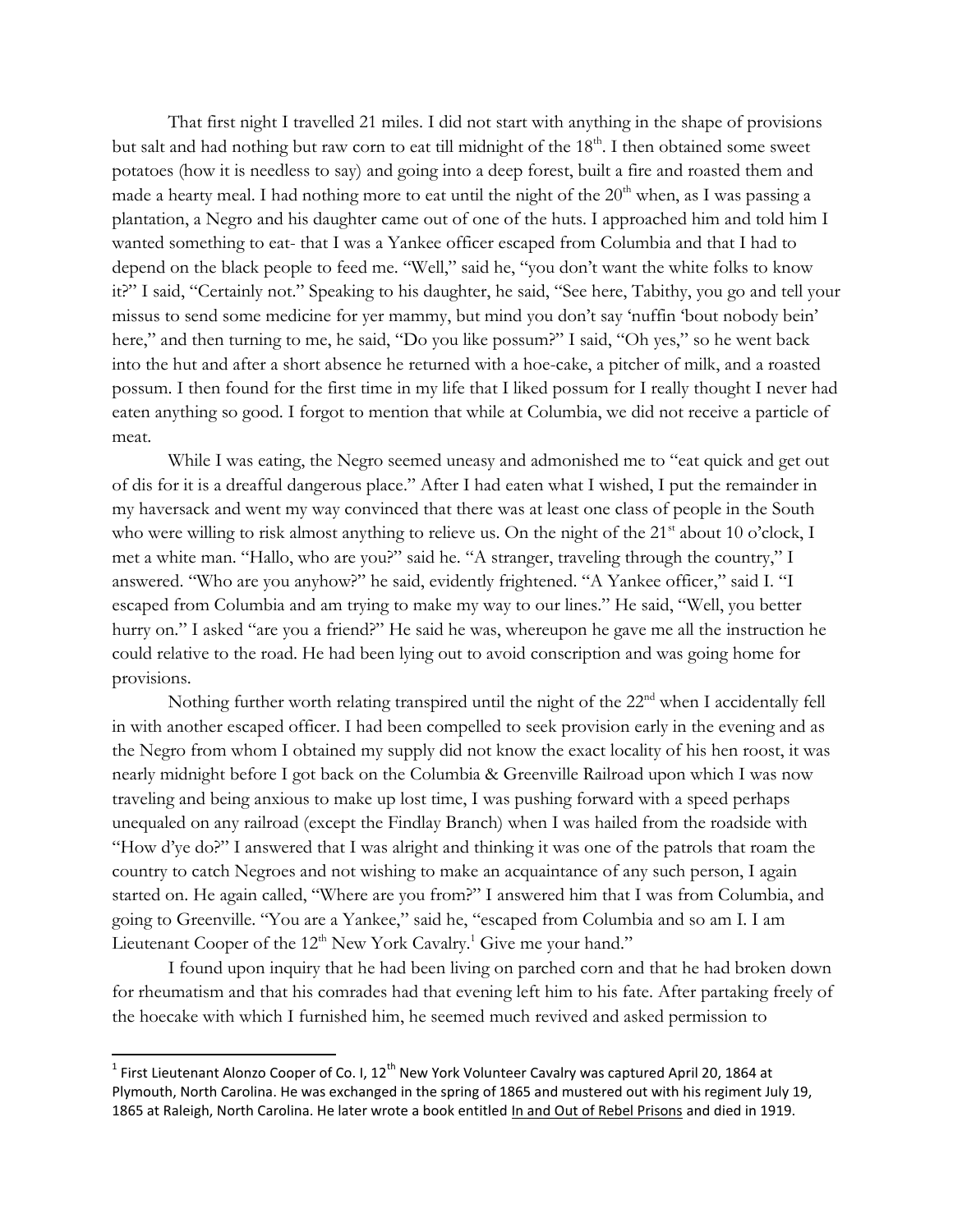That first night I travelled 21 miles. I did not start with anything in the shape of provisions but salt and had nothing but raw corn to eat till midnight of the 18th. I then obtained some sweet potatoes (how it is needless to say) and going into a deep forest, built a fire and roasted them and made a hearty meal. I had nothing more to eat until the night of the 20th when, as I was passing a plantation, a Negro and his daughter came out of one of the huts. I approached him and told him I wanted something to eat- that I was a Yankee officer escaped from Columbia and that I had to depend on the black people to feed me. "Well," said he, "you don't want the white folks to know it?" I said, "Certainly not." Speaking to his daughter, he said, "See here, Tabithy, you go and tell your missus to send some medicine for yer mammy, but mind you don't say 'nuffin 'bout nobody bein' here," and then turning to me, he said, "Do you like possum?" I said, "Oh yes," so he went back into the hut and after a short absence he returned with a hoe-cake, a pitcher of milk, and a roasted possum. I then found for the first time in my life that I liked possum for I really thought I never had eaten anything so good. I forgot to mention that while at Columbia, we did not receive a particle of meat.

While I was eating, the Negro seemed uneasy and admonished me to "eat quick and get out of dis for it is a dreafful dangerous place." After I had eaten what I wished, I put the remainder in my haversack and went my way convinced that there was at least one class of people in the South who were willing to risk almost anything to relieve us. On the night of the 21st about 10 o'clock, I met a white man. "Hallo, who are you?" said he. "A stranger, traveling through the country," I answered. "Who are you anyhow?" he said, evidently frightened. "A Yankee officer," said I. "I escaped from Columbia and am trying to make my way to our lines." He said, "Well, you better hurry on." I asked "are you a friend?" He said he was, whereupon he gave me all the instruction he could relative to the road. He had been lying out to avoid conscription and was going home for provisions.

Nothing further worth relating transpired until the night of the 22nd when I accidentally fell in with another escaped officer. I had been compelled to seek provision early in the evening and as the Negro from whom I obtained my supply did not know the exact locality of his hen roost, it was nearly midnight before I got back on the Columbia & Greenville Railroad upon which I was now traveling and being anxious to make up lost time, I was pushing forward with a speed perhaps unequaled on any railroad (except the Findlay Branch) when I was hailed from the roadside with "How d'ye do?" I answered that I was alright and thinking it was one of the patrols that roam the country to catch Negroes and not wishing to make an acquaintance of any such person, I again started on. He again called, "Where are you from?" I answered him that I was from Columbia, and going to Greenville. "You are a Yankee," said he, "escaped from Columbia and so am I. I am Lieutenant Cooper of the 12th New York Cavalry.[1] Give me your hand."

I found upon inquiry that he had been living on parched corn and that he had broken down for rheumatism and that his comrades had that evening left him to his fate. After partaking freely of the hoecake with which I furnished him, he seemed much revived and asked permission to

---

[1] First Lieutenant Alonzo Cooper of Co. I, 12th New York Volunteer Cavalry was captured April 20, 1864 at Plymouth, North Carolina. He was exchanged in the spring of 1865 and mustered out with his regiment July 19, 1865 at Raleigh, North Carolina. He later wrote a book entitled <u>In and Out of Rebel Prisons</u> and died in 1919.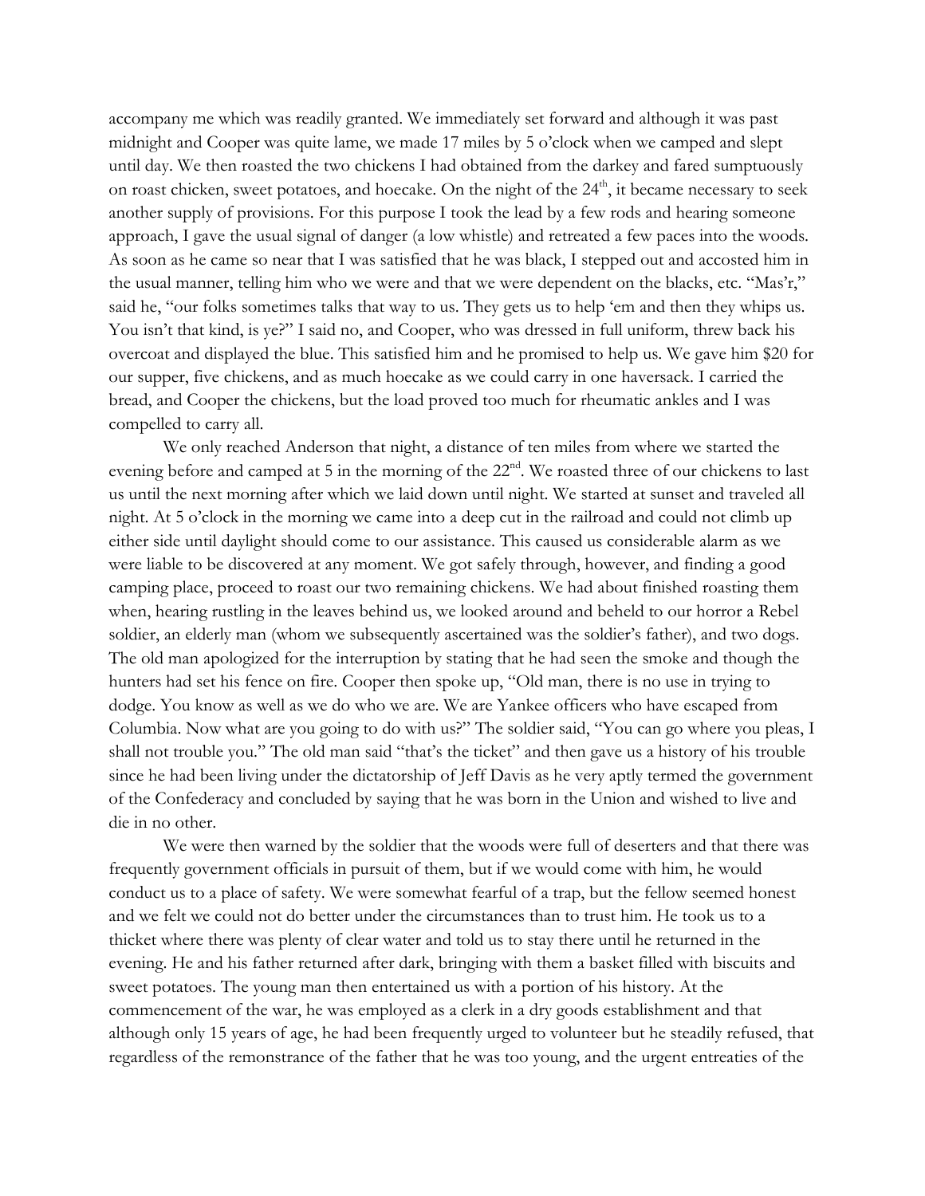accompany me which was readily granted. We immediately set forward and although it was past midnight and Cooper was quite lame, we made 17 miles by 5 o'clock when we camped and slept until day. We then roasted the two chickens I had obtained from the darkey and fared sumptuously on roast chicken, sweet potatoes, and hoecake. On the night of the 24th, it became necessary to seek another supply of provisions. For this purpose I took the lead by a few rods and hearing someone approach, I gave the usual signal of danger (a low whistle) and retreated a few paces into the woods. As soon as he came so near that I was satisfied that he was black, I stepped out and accosted him in the usual manner, telling him who we were and that we were dependent on the blacks, etc. "Mas'r," said he, "our folks sometimes talks that way to us. They gets us to help 'em and then they whips us. You isn't that kind, is ye?" I said no, and Cooper, who was dressed in full uniform, threw back his overcoat and displayed the blue. This satisfied him and he promised to help us. We gave him $20 for our supper, five chickens, and as much hoecake as we could carry in one haversack. I carried the bread, and Cooper the chickens, but the load proved too much for rheumatic ankles and I was compelled to carry all.

We only reached Anderson that night, a distance of ten miles from where we started the evening before and camped at 5 in the morning of the 22nd. We roasted three of our chickens to last us until the next morning after which we laid down until night. We started at sunset and traveled all night. At 5 o'clock in the morning we came into a deep cut in the railroad and could not climb up either side until daylight should come to our assistance. This caused us considerable alarm as we were liable to be discovered at any moment. We got safely through, however, and finding a good camping place, proceed to roast our two remaining chickens. We had about finished roasting them when, hearing rustling in the leaves behind us, we looked around and beheld to our horror a Rebel soldier, an elderly man (whom we subsequently ascertained was the soldier's father), and two dogs. The old man apologized for the interruption by stating that he had seen the smoke and though the hunters had set his fence on fire. Cooper then spoke up, "Old man, there is no use in trying to dodge. You know as well as we do who we are. We are Yankee officers who have escaped from Columbia. Now what are you going to do with us?" The soldier said, "You can go where you pleas, I shall not trouble you." The old man said "that's the ticket" and then gave us a history of his trouble since he had been living under the dictatorship of Jeff Davis as he very aptly termed the government of the Confederacy and concluded by saying that he was born in the Union and wished to live and die in no other.

We were then warned by the soldier that the woods were full of deserters and that there was frequently government officials in pursuit of them, but if we would come with him, he would conduct us to a place of safety. We were somewhat fearful of a trap, but the fellow seemed honest and we felt we could not do better under the circumstances than to trust him. He took us to a thicket where there was plenty of clear water and told us to stay there until he returned in the evening. He and his father returned after dark, bringing with them a basket filled with biscuits and sweet potatoes. The young man then entertained us with a portion of his history. At the commencement of the war, he was employed as a clerk in a dry goods establishment and that although only 15 years of age, he had been frequently urged to volunteer but he steadily refused, that regardless of the remonstrance of the father that he was too young, and the urgent entreaties of the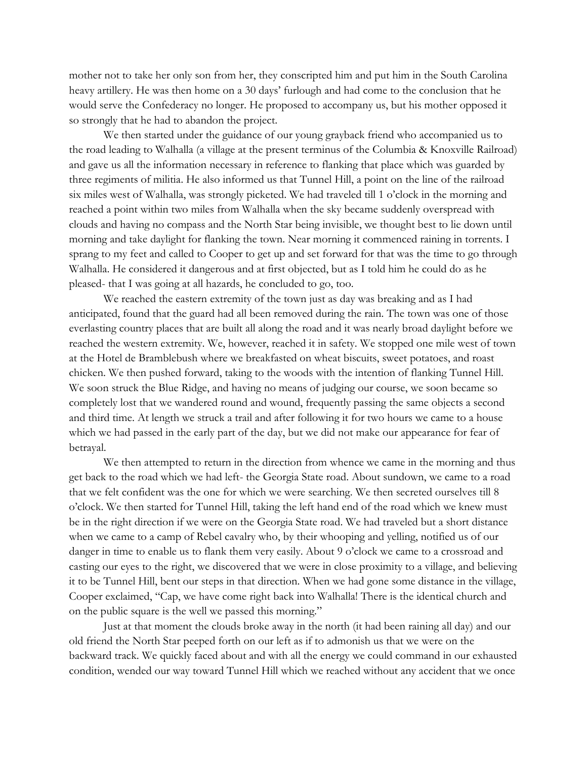mother not to take her only son from her, they conscripted him and put him in the South Carolina heavy artillery. He was then home on a 30 days' furlough and had come to the conclusion that he would serve the Confederacy no longer. He proposed to accompany us, but his mother opposed it so strongly that he had to abandon the project.

We then started under the guidance of our young grayback friend who accompanied us to the road leading to Walhalla (a village at the present terminus of the Columbia & Knoxville Railroad) and gave us all the information necessary in reference to flanking that place which was guarded by three regiments of militia. He also informed us that Tunnel Hill, a point on the line of the railroad six miles west of Walhalla, was strongly picketed. We had traveled till 1 o'clock in the morning and reached a point within two miles from Walhalla when the sky became suddenly overspread with clouds and having no compass and the North Star being invisible, we thought best to lie down until morning and take daylight for flanking the town. Near morning it commenced raining in torrents. I sprang to my feet and called to Cooper to get up and set forward for that was the time to go through Walhalla. He considered it dangerous and at first objected, but as I told him he could do as he pleased- that I was going at all hazards, he concluded to go, too.

We reached the eastern extremity of the town just as day was breaking and as I had anticipated, found that the guard had all been removed during the rain. The town was one of those everlasting country places that are built all along the road and it was nearly broad daylight before we reached the western extremity. We, however, reached it in safety. We stopped one mile west of town at the Hotel de Bramblebush where we breakfasted on wheat biscuits, sweet potatoes, and roast chicken. We then pushed forward, taking to the woods with the intention of flanking Tunnel Hill. We soon struck the Blue Ridge, and having no means of judging our course, we soon became so completely lost that we wandered round and wound, frequently passing the same objects a second and third time. At length we struck a trail and after following it for two hours we came to a house which we had passed in the early part of the day, but we did not make our appearance for fear of betrayal.

We then attempted to return in the direction from whence we came in the morning and thus get back to the road which we had left- the Georgia State road. About sundown, we came to a road that we felt confident was the one for which we were searching. We then secreted ourselves till 8 o'clock. We then started for Tunnel Hill, taking the left hand end of the road which we knew must be in the right direction if we were on the Georgia State road. We had traveled but a short distance when we came to a camp of Rebel cavalry who, by their whooping and yelling, notified us of our danger in time to enable us to flank them very easily. About 9 o'clock we came to a crossroad and casting our eyes to the right, we discovered that we were in close proximity to a village, and believing it to be Tunnel Hill, bent our steps in that direction. When we had gone some distance in the village, Cooper exclaimed, "Cap, we have come right back into Walhalla! There is the identical church and on the public square is the well we passed this morning."

Just at that moment the clouds broke away in the north (it had been raining all day) and our old friend the North Star peeped forth on our left as if to admonish us that we were on the backward track. We quickly faced about and with all the energy we could command in our exhausted condition, wended our way toward Tunnel Hill which we reached without any accident that we once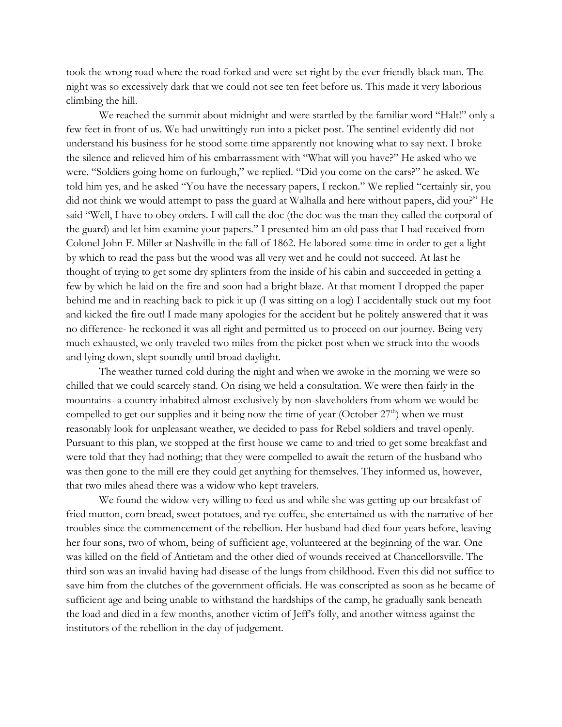took the wrong road where the road forked and were set right by the ever friendly black man. The night was so excessively dark that we could not see ten feet before us. This made it very laborious climbing the hill.

We reached the summit about midnight and were startled by the familiar word "Halt!" only a few feet in front of us. We had unwittingly run into a picket post. The sentinel evidently did not understand his business for he stood some time apparently not knowing what to say next. I broke the silence and relieved him of his embarrassment with "What will you have?" He asked who we were. "Soldiers going home on furlough," we replied. "Did you come on the cars?" he asked. We told him yes, and he asked "You have the necessary papers, I reckon." We replied "certainly sir, you did not think we would attempt to pass the guard at Walhalla and here without papers, did you?" He said "Well, I have to obey orders. I will call the doc (the doc was the man they called the corporal of the guard) and let him examine your papers." I presented him an old pass that I had received from Colonel John F. Miller at Nashville in the fall of 1862. He labored some time in order to get a light by which to read the pass but the wood was all very wet and he could not succeed. At last he thought of trying to get some dry splinters from the inside of his cabin and succeeded in getting a few by which he laid on the fire and soon had a bright blaze. At that moment I dropped the paper behind me and in reaching back to pick it up (I was sitting on a log) I accidentally stuck out my foot and kicked the fire out! I made many apologies for the accident but he politely answered that it was no difference- he reckoned it was all right and permitted us to proceed on our journey. Being very much exhausted, we only traveled two miles from the picket post when we struck into the woods and lying down, slept soundly until broad daylight.

The weather turned cold during the night and when we awoke in the morning we were so chilled that we could scarcely stand. On rising we held a consultation. We were then fairly in the mountains- a country inhabited almost exclusively by non-slaveholders from whom we would be compelled to get our supplies and it being now the time of year (October 27th) when we must reasonably look for unpleasant weather, we decided to pass for Rebel soldiers and travel openly. Pursuant to this plan, we stopped at the first house we came to and tried to get some breakfast and were told that they had nothing; that they were compelled to await the return of the husband who was then gone to the mill ere they could get anything for themselves. They informed us, however, that two miles ahead there was a widow who kept travelers.

We found the widow very willing to feed us and while she was getting up our breakfast of fried mutton, corn bread, sweet potatoes, and rye coffee, she entertained us with the narrative of her troubles since the commencement of the rebellion. Her husband had died four years before, leaving her four sons, two of whom, being of sufficient age, volunteered at the beginning of the war. One was killed on the field of Antietam and the other died of wounds received at Chancellorsville. The third son was an invalid having had disease of the lungs from childhood. Even this did not suffice to save him from the clutches of the government officials. He was conscripted as soon as he became of sufficient age and being unable to withstand the hardships of the camp, he gradually sank beneath the load and died in a few months, another victim of Jeff's folly, and another witness against the institutors of the rebellion in the day of judgement.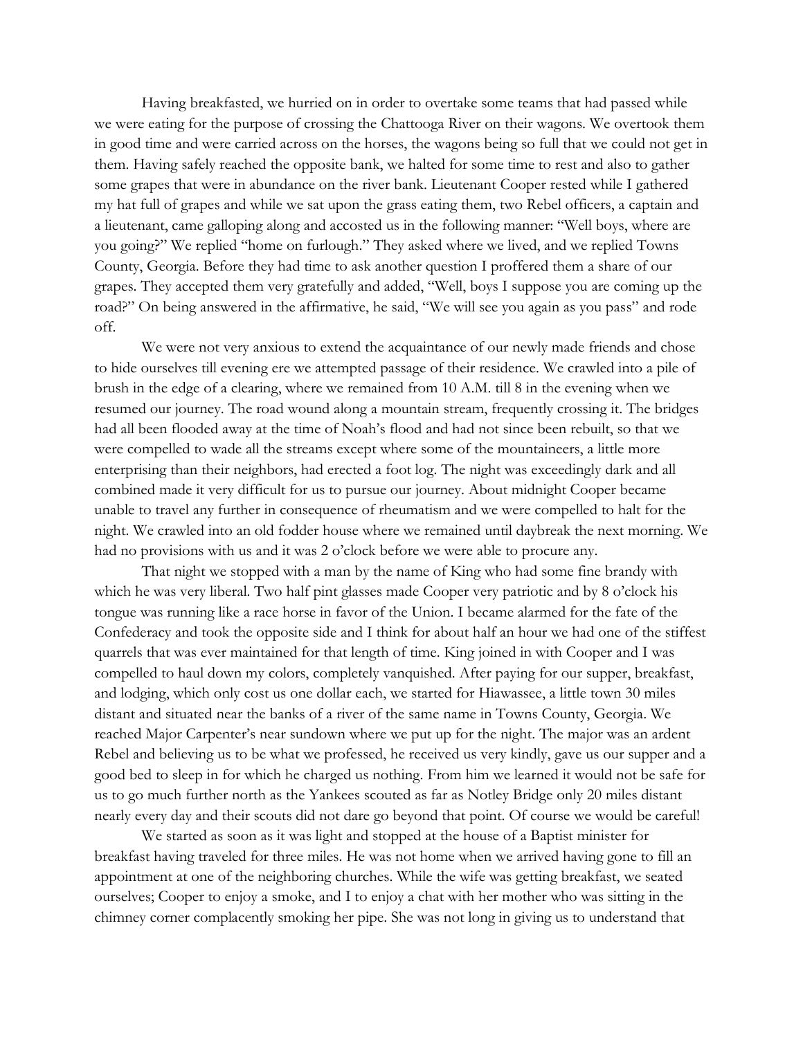Having breakfasted, we hurried on in order to overtake some teams that had passed while we were eating for the purpose of crossing the Chattooga River on their wagons. We overtook them in good time and were carried across on the horses, the wagons being so full that we could not get in them. Having safely reached the opposite bank, we halted for some time to rest and also to gather some grapes that were in abundance on the river bank. Lieutenant Cooper rested while I gathered my hat full of grapes and while we sat upon the grass eating them, two Rebel officers, a captain and a lieutenant, came galloping along and accosted us in the following manner: "Well boys, where are you going?" We replied "home on furlough." They asked where we lived, and we replied Towns County, Georgia. Before they had time to ask another question I proffered them a share of our grapes. They accepted them very gratefully and added, "Well, boys I suppose you are coming up the road?" On being answered in the affirmative, he said, "We will see you again as you pass" and rode off.

We were not very anxious to extend the acquaintance of our newly made friends and chose to hide ourselves till evening ere we attempted passage of their residence. We crawled into a pile of brush in the edge of a clearing, where we remained from 10 A.M. till 8 in the evening when we resumed our journey. The road wound along a mountain stream, frequently crossing it. The bridges had all been flooded away at the time of Noah's flood and had not since been rebuilt, so that we were compelled to wade all the streams except where some of the mountaineers, a little more enterprising than their neighbors, had erected a foot log. The night was exceedingly dark and all combined made it very difficult for us to pursue our journey. About midnight Cooper became unable to travel any further in consequence of rheumatism and we were compelled to halt for the night. We crawled into an old fodder house where we remained until daybreak the next morning. We had no provisions with us and it was 2 o'clock before we were able to procure any.

That night we stopped with a man by the name of King who had some fine brandy with which he was very liberal. Two half pint glasses made Cooper very patriotic and by 8 o'clock his tongue was running like a race horse in favor of the Union. I became alarmed for the fate of the Confederacy and took the opposite side and I think for about half an hour we had one of the stiffest quarrels that was ever maintained for that length of time. King joined in with Cooper and I was compelled to haul down my colors, completely vanquished. After paying for our supper, breakfast, and lodging, which only cost us one dollar each, we started for Hiawassee, a little town 30 miles distant and situated near the banks of a river of the same name in Towns County, Georgia. We reached Major Carpenter's near sundown where we put up for the night. The major was an ardent Rebel and believing us to be what we professed, he received us very kindly, gave us our supper and a good bed to sleep in for which he charged us nothing. From him we learned it would not be safe for us to go much further north as the Yankees scouted as far as Notley Bridge only 20 miles distant nearly every day and their scouts did not dare go beyond that point. Of course we would be careful!

We started as soon as it was light and stopped at the house of a Baptist minister for breakfast having traveled for three miles. He was not home when we arrived having gone to fill an appointment at one of the neighboring churches. While the wife was getting breakfast, we seated ourselves; Cooper to enjoy a smoke, and I to enjoy a chat with her mother who was sitting in the chimney corner complacently smoking her pipe. She was not long in giving us to understand that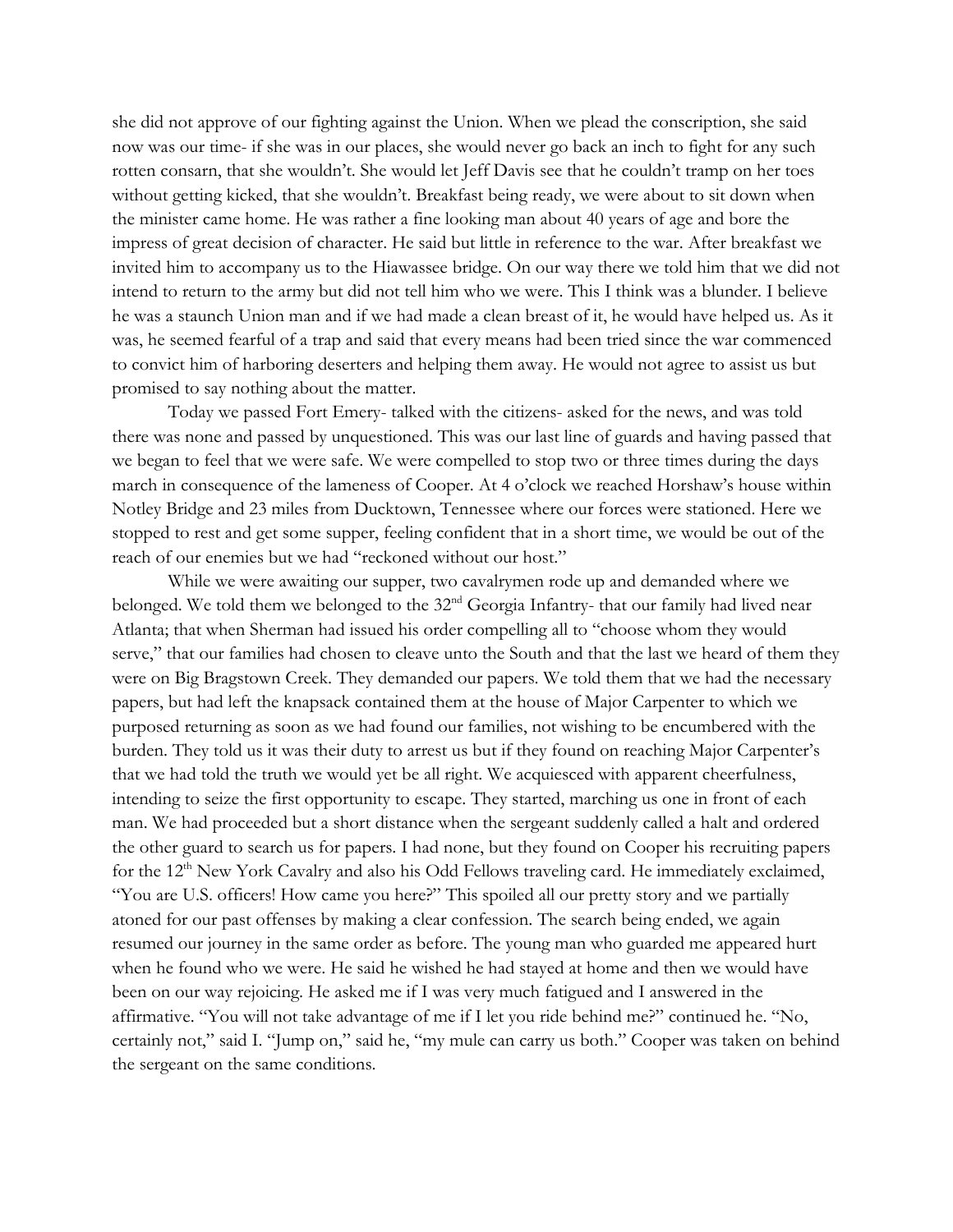she did not approve of our fighting against the Union. When we plead the conscription, she said now was our time- if she was in our places, she would never go back an inch to fight for any such rotten consarn, that she wouldn't. She would let Jeff Davis see that he couldn't tramp on her toes without getting kicked, that she wouldn't. Breakfast being ready, we were about to sit down when the minister came home. He was rather a fine looking man about 40 years of age and bore the impress of great decision of character. He said but little in reference to the war. After breakfast we invited him to accompany us to the Hiawassee bridge. On our way there we told him that we did not intend to return to the army but did not tell him who we were. This I think was a blunder. I believe he was a staunch Union man and if we had made a clean breast of it, he would have helped us. As it was, he seemed fearful of a trap and said that every means had been tried since the war commenced to convict him of harboring deserters and helping them away. He would not agree to assist us but promised to say nothing about the matter.

Today we passed Fort Emery- talked with the citizens- asked for the news, and was told there was none and passed by unquestioned. This was our last line of guards and having passed that we began to feel that we were safe. We were compelled to stop two or three times during the days march in consequence of the lameness of Cooper. At 4 o'clock we reached Horshaw's house within Notley Bridge and 23 miles from Ducktown, Tennessee where our forces were stationed. Here we stopped to rest and get some supper, feeling confident that in a short time, we would be out of the reach of our enemies but we had "reckoned without our host."

While we were awaiting our supper, two cavalrymen rode up and demanded where we belonged. We told them we belonged to the 32nd Georgia Infantry- that our family had lived near Atlanta; that when Sherman had issued his order compelling all to "choose whom they would serve," that our families had chosen to cleave unto the South and that the last we heard of them they were on Big Bragstown Creek. They demanded our papers. We told them that we had the necessary papers, but had left the knapsack contained them at the house of Major Carpenter to which we purposed returning as soon as we had found our families, not wishing to be encumbered with the burden. They told us it was their duty to arrest us but if they found on reaching Major Carpenter's that we had told the truth we would yet be all right. We acquiesced with apparent cheerfulness, intending to seize the first opportunity to escape. They started, marching us one in front of each man. We had proceeded but a short distance when the sergeant suddenly called a halt and ordered the other guard to search us for papers. I had none, but they found on Cooper his recruiting papers for the 12th New York Cavalry and also his Odd Fellows traveling card. He immediately exclaimed, "You are U.S. officers! How came you here?" This spoiled all our pretty story and we partially atoned for our past offenses by making a clear confession. The search being ended, we again resumed our journey in the same order as before. The young man who guarded me appeared hurt when he found who we were. He said he wished he had stayed at home and then we would have been on our way rejoicing. He asked me if I was very much fatigued and I answered in the affirmative. "You will not take advantage of me if I let you ride behind me?" continued he. "No, certainly not," said I. "Jump on," said he, "my mule can carry us both." Cooper was taken on behind the sergeant on the same conditions.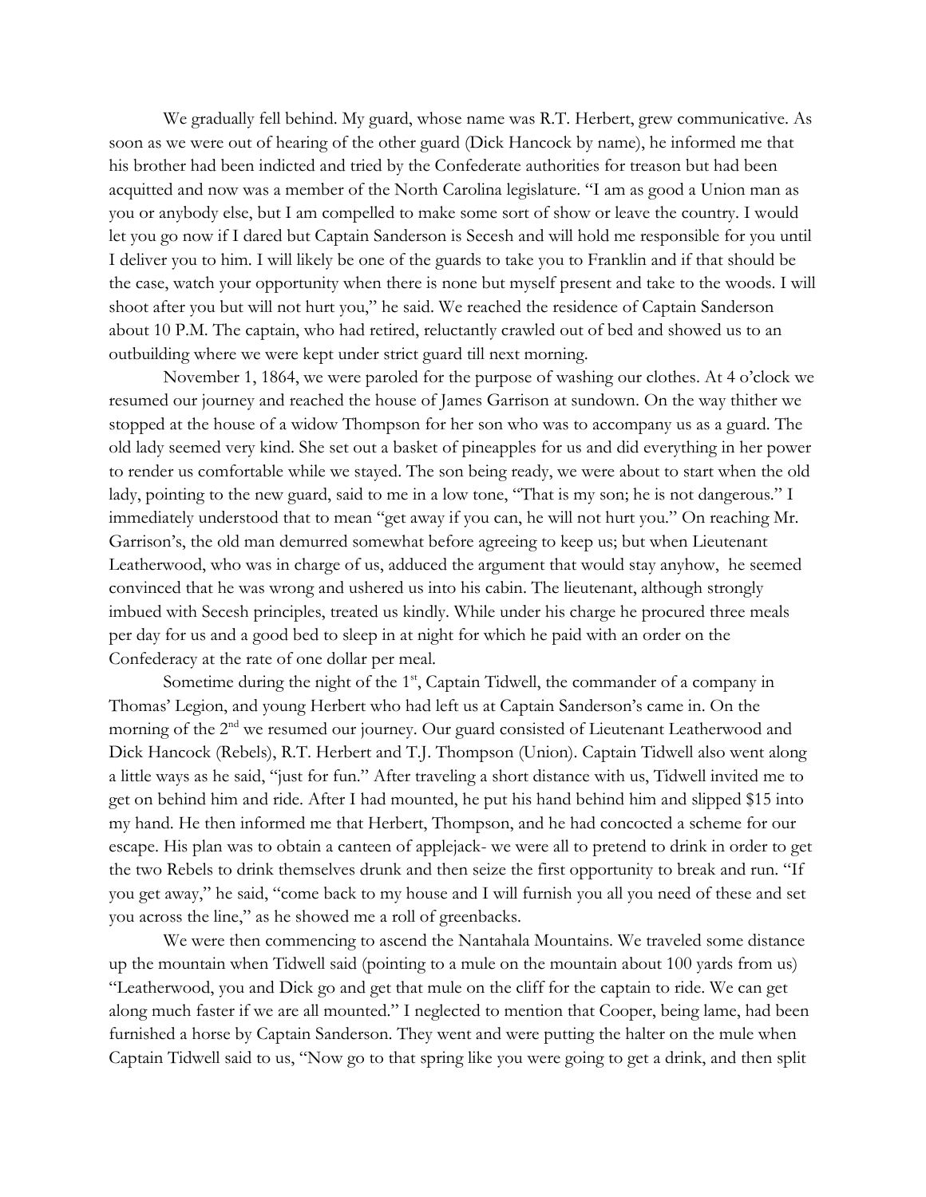We gradually fell behind. My guard, whose name was R.T. Herbert, grew communicative. As soon as we were out of hearing of the other guard (Dick Hancock by name), he informed me that his brother had been indicted and tried by the Confederate authorities for treason but had been acquitted and now was a member of the North Carolina legislature. "I am as good a Union man as you or anybody else, but I am compelled to make some sort of show or leave the country. I would let you go now if I dared but Captain Sanderson is Secesh and will hold me responsible for you until I deliver you to him. I will likely be one of the guards to take you to Franklin and if that should be the case, watch your opportunity when there is none but myself present and take to the woods. I will shoot after you but will not hurt you," he said. We reached the residence of Captain Sanderson about 10 P.M. The captain, who had retired, reluctantly crawled out of bed and showed us to an outbuilding where we were kept under strict guard till next morning.

November 1, 1864, we were paroled for the purpose of washing our clothes. At 4 o'clock we resumed our journey and reached the house of James Garrison at sundown. On the way thither we stopped at the house of a widow Thompson for her son who was to accompany us as a guard. The old lady seemed very kind. She set out a basket of pineapples for us and did everything in her power to render us comfortable while we stayed. The son being ready, we were about to start when the old lady, pointing to the new guard, said to me in a low tone, "That is my son; he is not dangerous." I immediately understood that to mean "get away if you can, he will not hurt you." On reaching Mr. Garrison's, the old man demurred somewhat before agreeing to keep us; but when Lieutenant Leatherwood, who was in charge of us, adduced the argument that would stay anyhow, he seemed convinced that he was wrong and ushered us into his cabin. The lieutenant, although strongly imbued with Secesh principles, treated us kindly. While under his charge he procured three meals per day for us and a good bed to sleep in at night for which he paid with an order on the Confederacy at the rate of one dollar per meal.

Sometime during the night of the 1st, Captain Tidwell, the commander of a company in Thomas' Legion, and young Herbert who had left us at Captain Sanderson's came in. On the morning of the 2nd we resumed our journey. Our guard consisted of Lieutenant Leatherwood and Dick Hancock (Rebels), R.T. Herbert and T.J. Thompson (Union). Captain Tidwell also went along a little ways as he said, "just for fun." After traveling a short distance with us, Tidwell invited me to get on behind him and ride. After I had mounted, he put his hand behind him and slipped $15 into my hand. He then informed me that Herbert, Thompson, and he had concocted a scheme for our escape. His plan was to obtain a canteen of applejack- we were all to pretend to drink in order to get the two Rebels to drink themselves drunk and then seize the first opportunity to break and run. "If you get away," he said, "come back to my house and I will furnish you all you need of these and set you across the line," as he showed me a roll of greenbacks.

We were then commencing to ascend the Nantahala Mountains. We traveled some distance up the mountain when Tidwell said (pointing to a mule on the mountain about 100 yards from us) "Leatherwood, you and Dick go and get that mule on the cliff for the captain to ride. We can get along much faster if we are all mounted." I neglected to mention that Cooper, being lame, had been furnished a horse by Captain Sanderson. They went and were putting the halter on the mule when Captain Tidwell said to us, "Now go to that spring like you were going to get a drink, and then split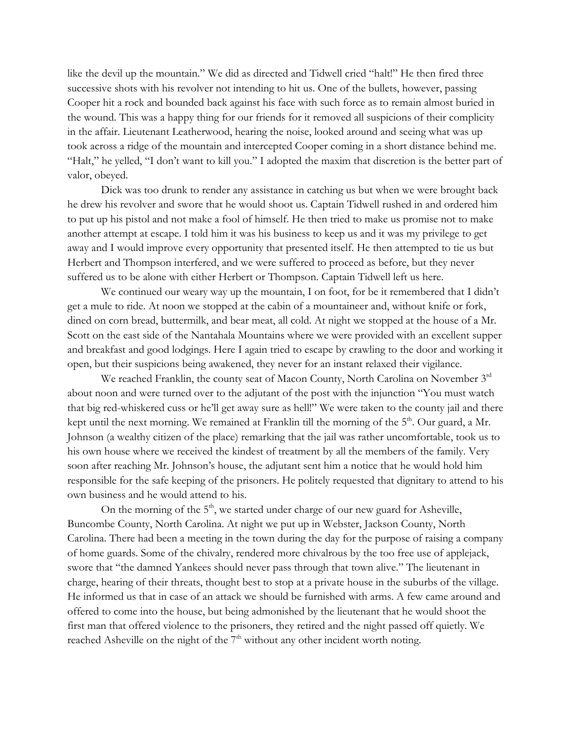like the devil up the mountain." We did as directed and Tidwell cried "halt!" He then fired three successive shots with his revolver not intending to hit us. One of the bullets, however, passing Cooper hit a rock and bounded back against his face with such force as to remain almost buried in the wound. This was a happy thing for our friends for it removed all suspicions of their complicity in the affair. Lieutenant Leatherwood, hearing the noise, looked around and seeing what was up took across a ridge of the mountain and intercepted Cooper coming in a short distance behind me. "Halt," he yelled, "I don't want to kill you." I adopted the maxim that discretion is the better part of valor, obeyed.

Dick was too drunk to render any assistance in catching us but when we were brought back he drew his revolver and swore that he would shoot us. Captain Tidwell rushed in and ordered him to put up his pistol and not make a fool of himself. He then tried to make us promise not to make another attempt at escape. I told him it was his business to keep us and it was my privilege to get away and I would improve every opportunity that presented itself. He then attempted to tie us but Herbert and Thompson interfered, and we were suffered to proceed as before, but they never suffered us to be alone with either Herbert or Thompson. Captain Tidwell left us here.

We continued our weary way up the mountain, I on foot, for be it remembered that I didn't get a mule to ride. At noon we stopped at the cabin of a mountaineer and, without knife or fork, dined on corn bread, buttermilk, and bear meat, all cold. At night we stopped at the house of a Mr. Scott on the east side of the Nantahala Mountains where we were provided with an excellent supper and breakfast and good lodgings. Here I again tried to escape by crawling to the door and working it open, but their suspicions being awakened, they never for an instant relaxed their vigilance.

We reached Franklin, the county seat of Macon County, North Carolina on November 3rd about noon and were turned over to the adjutant of the post with the injunction "You must watch that big red-whiskered cuss or he'll get away sure as hell!" We were taken to the county jail and there kept until the next morning. We remained at Franklin till the morning of the 5th. Our guard, a Mr. Johnson (a wealthy citizen of the place) remarking that the jail was rather uncomfortable, took us to his own house where we received the kindest of treatment by all the members of the family. Very soon after reaching Mr. Johnson's house, the adjutant sent him a notice that he would hold him responsible for the safe keeping of the prisoners. He politely requested that dignitary to attend to his own business and he would attend to his.

On the morning of the 5th, we started under charge of our new guard for Asheville, Buncombe County, North Carolina. At night we put up in Webster, Jackson County, North Carolina. There had been a meeting in the town during the day for the purpose of raising a company of home guards. Some of the chivalry, rendered more chivalrous by the too free use of applejack, swore that "the damned Yankees should never pass through that town alive." The lieutenant in charge, hearing of their threats, thought best to stop at a private house in the suburbs of the village. He informed us that in case of an attack we should be furnished with arms. A few came around and offered to come into the house, but being admonished by the lieutenant that he would shoot the first man that offered violence to the prisoners, they retired and the night passed off quietly. We reached Asheville on the night of the 7th without any other incident worth noting.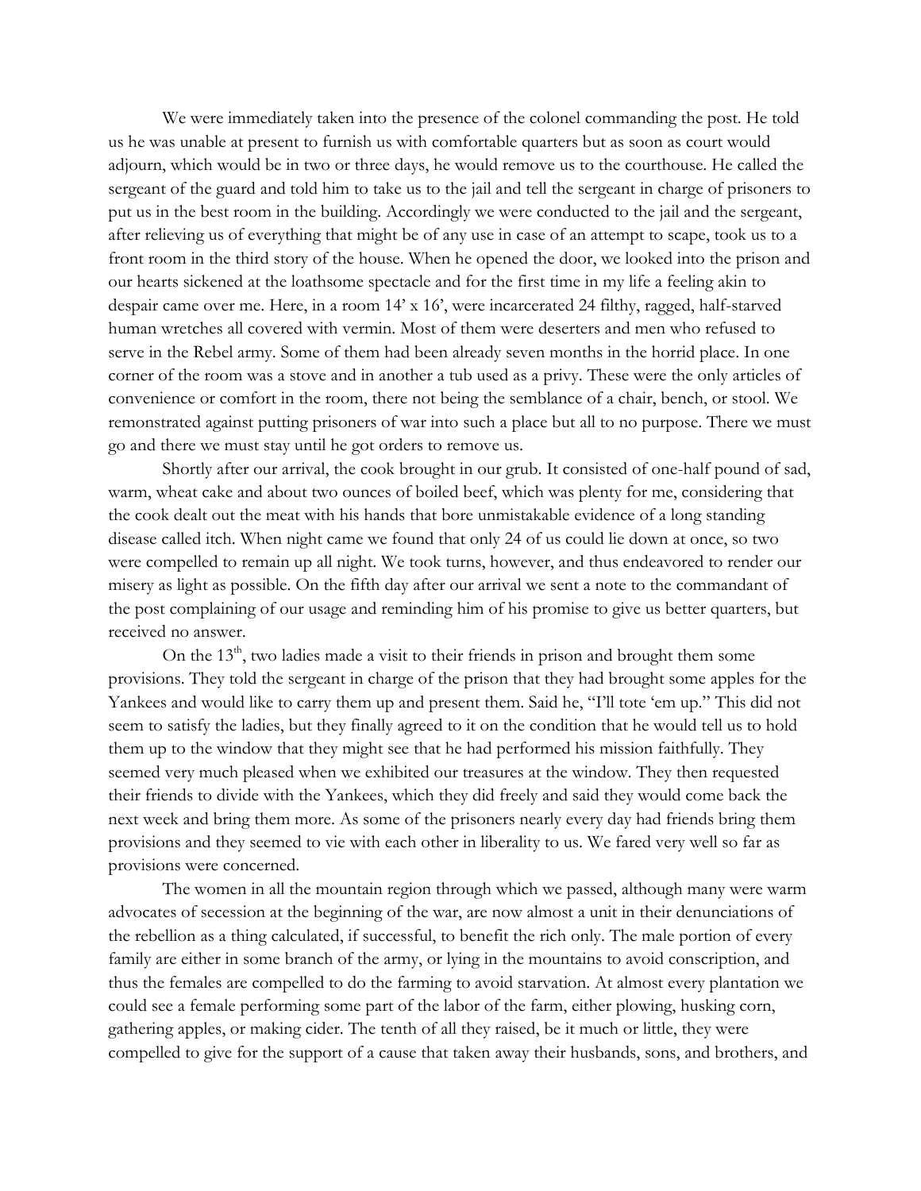We were immediately taken into the presence of the colonel commanding the post. He told us he was unable at present to furnish us with comfortable quarters but as soon as court would adjourn, which would be in two or three days, he would remove us to the courthouse. He called the sergeant of the guard and told him to take us to the jail and tell the sergeant in charge of prisoners to put us in the best room in the building. Accordingly we were conducted to the jail and the sergeant, after relieving us of everything that might be of any use in case of an attempt to scape, took us to a front room in the third story of the house. When he opened the door, we looked into the prison and our hearts sickened at the loathsome spectacle and for the first time in my life a feeling akin to despair came over me. Here, in a room 14' x 16', were incarcerated 24 filthy, ragged, half-starved human wretches all covered with vermin. Most of them were deserters and men who refused to serve in the Rebel army. Some of them had been already seven months in the horrid place. In one corner of the room was a stove and in another a tub used as a privy. These were the only articles of convenience or comfort in the room, there not being the semblance of a chair, bench, or stool. We remonstrated against putting prisoners of war into such a place but all to no purpose. There we must go and there we must stay until he got orders to remove us.

Shortly after our arrival, the cook brought in our grub. It consisted of one-half pound of sad, warm, wheat cake and about two ounces of boiled beef, which was plenty for me, considering that the cook dealt out the meat with his hands that bore unmistakable evidence of a long standing disease called itch. When night came we found that only 24 of us could lie down at once, so two were compelled to remain up all night. We took turns, however, and thus endeavored to render our misery as light as possible. On the fifth day after our arrival we sent a note to the commandant of the post complaining of our usage and reminding him of his promise to give us better quarters, but received no answer.

On the 13th, two ladies made a visit to their friends in prison and brought them some provisions. They told the sergeant in charge of the prison that they had brought some apples for the Yankees and would like to carry them up and present them. Said he, "I'll tote 'em up." This did not seem to satisfy the ladies, but they finally agreed to it on the condition that he would tell us to hold them up to the window that they might see that he had performed his mission faithfully. They seemed very much pleased when we exhibited our treasures at the window. They then requested their friends to divide with the Yankees, which they did freely and said they would come back the next week and bring them more. As some of the prisoners nearly every day had friends bring them provisions and they seemed to vie with each other in liberality to us. We fared very well so far as provisions were concerned.

The women in all the mountain region through which we passed, although many were warm advocates of secession at the beginning of the war, are now almost a unit in their denunciations of the rebellion as a thing calculated, if successful, to benefit the rich only. The male portion of every family are either in some branch of the army, or lying in the mountains to avoid conscription, and thus the females are compelled to do the farming to avoid starvation. At almost every plantation we could see a female performing some part of the labor of the farm, either plowing, husking corn, gathering apples, or making cider. The tenth of all they raised, be it much or little, they were compelled to give for the support of a cause that taken away their husbands, sons, and brothers, and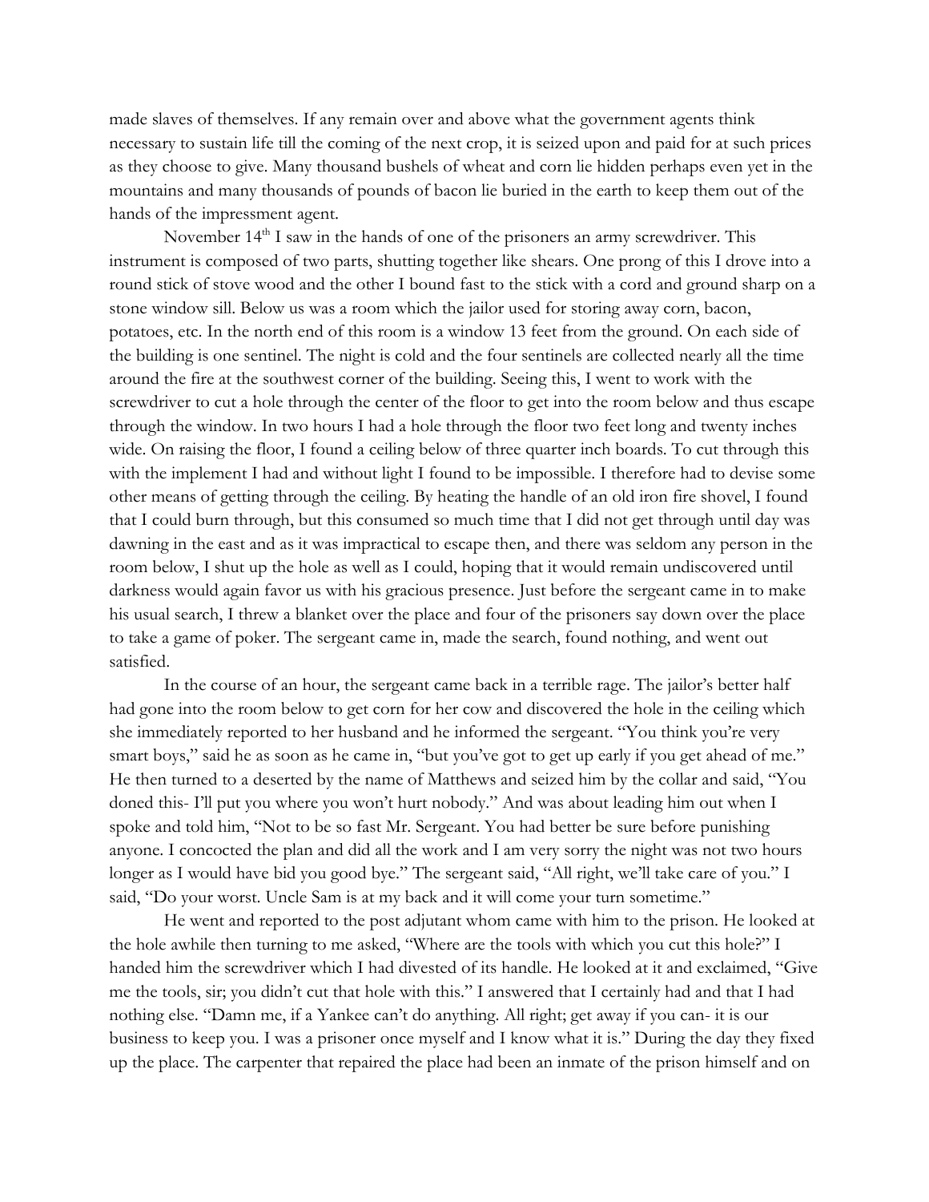made slaves of themselves. If any remain over and above what the government agents think necessary to sustain life till the coming of the next crop, it is seized upon and paid for at such prices as they choose to give. Many thousand bushels of wheat and corn lie hidden perhaps even yet in the mountains and many thousands of pounds of bacon lie buried in the earth to keep them out of the hands of the impressment agent.

November 14th I saw in the hands of one of the prisoners an army screwdriver. This instrument is composed of two parts, shutting together like shears. One prong of this I drove into a round stick of stove wood and the other I bound fast to the stick with a cord and ground sharp on a stone window sill. Below us was a room which the jailor used for storing away corn, bacon, potatoes, etc. In the north end of this room is a window 13 feet from the ground. On each side of the building is one sentinel. The night is cold and the four sentinels are collected nearly all the time around the fire at the southwest corner of the building. Seeing this, I went to work with the screwdriver to cut a hole through the center of the floor to get into the room below and thus escape through the window. In two hours I had a hole through the floor two feet long and twenty inches wide. On raising the floor, I found a ceiling below of three quarter inch boards. To cut through this with the implement I had and without light I found to be impossible. I therefore had to devise some other means of getting through the ceiling. By heating the handle of an old iron fire shovel, I found that I could burn through, but this consumed so much time that I did not get through until day was dawning in the east and as it was impractical to escape then, and there was seldom any person in the room below, I shut up the hole as well as I could, hoping that it would remain undiscovered until darkness would again favor us with his gracious presence. Just before the sergeant came in to make his usual search, I threw a blanket over the place and four of the prisoners say down over the place to take a game of poker. The sergeant came in, made the search, found nothing, and went out satisfied.

In the course of an hour, the sergeant came back in a terrible rage. The jailor's better half had gone into the room below to get corn for her cow and discovered the hole in the ceiling which she immediately reported to her husband and he informed the sergeant. "You think you're very smart boys," said he as soon as he came in, "but you've got to get up early if you get ahead of me." He then turned to a deserted by the name of Matthews and seized him by the collar and said, "You doned this- I'll put you where you won't hurt nobody." And was about leading him out when I spoke and told him, "Not to be so fast Mr. Sergeant. You had better be sure before punishing anyone. I concocted the plan and did all the work and I am very sorry the night was not two hours longer as I would have bid you good bye." The sergeant said, "All right, we'll take care of you." I said, "Do your worst. Uncle Sam is at my back and it will come your turn sometime."

He went and reported to the post adjutant whom came with him to the prison. He looked at the hole awhile then turning to me asked, "Where are the tools with which you cut this hole?" I handed him the screwdriver which I had divested of its handle. He looked at it and exclaimed, "Give me the tools, sir; you didn't cut that hole with this." I answered that I certainly had and that I had nothing else. "Damn me, if a Yankee can't do anything. All right; get away if you can- it is our business to keep you. I was a prisoner once myself and I know what it is." During the day they fixed up the place. The carpenter that repaired the place had been an inmate of the prison himself and on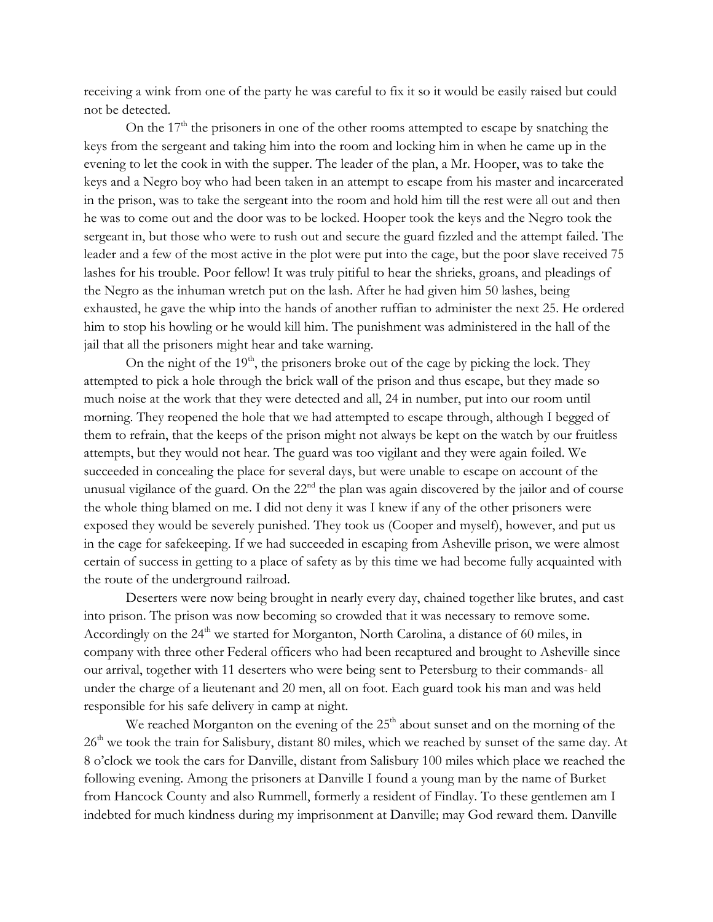receiving a wink from one of the party he was careful to fix it so it would be easily raised but could not be detected.

On the 17th the prisoners in one of the other rooms attempted to escape by snatching the keys from the sergeant and taking him into the room and locking him in when he came up in the evening to let the cook in with the supper. The leader of the plan, a Mr. Hooper, was to take the keys and a Negro boy who had been taken in an attempt to escape from his master and incarcerated in the prison, was to take the sergeant into the room and hold him till the rest were all out and then he was to come out and the door was to be locked. Hooper took the keys and the Negro took the sergeant in, but those who were to rush out and secure the guard fizzled and the attempt failed. The leader and a few of the most active in the plot were put into the cage, but the poor slave received 75 lashes for his trouble. Poor fellow! It was truly pitiful to hear the shrieks, groans, and pleadings of the Negro as the inhuman wretch put on the lash. After he had given him 50 lashes, being exhausted, he gave the whip into the hands of another ruffian to administer the next 25. He ordered him to stop his howling or he would kill him. The punishment was administered in the hall of the jail that all the prisoners might hear and take warning.

On the night of the 19th, the prisoners broke out of the cage by picking the lock. They attempted to pick a hole through the brick wall of the prison and thus escape, but they made so much noise at the work that they were detected and all, 24 in number, put into our room until morning. They reopened the hole that we had attempted to escape through, although I begged of them to refrain, that the keeps of the prison might not always be kept on the watch by our fruitless attempts, but they would not hear. The guard was too vigilant and they were again foiled. We succeeded in concealing the place for several days, but were unable to escape on account of the unusual vigilance of the guard. On the 22nd the plan was again discovered by the jailor and of course the whole thing blamed on me. I did not deny it was I knew if any of the other prisoners were exposed they would be severely punished. They took us (Cooper and myself), however, and put us in the cage for safekeeping. If we had succeeded in escaping from Asheville prison, we were almost certain of success in getting to a place of safety as by this time we had become fully acquainted with the route of the underground railroad.

Deserters were now being brought in nearly every day, chained together like brutes, and cast into prison. The prison was now becoming so crowded that it was necessary to remove some. Accordingly on the 24th we started for Morganton, North Carolina, a distance of 60 miles, in company with three other Federal officers who had been recaptured and brought to Asheville since our arrival, together with 11 deserters who were being sent to Petersburg to their commands- all under the charge of a lieutenant and 20 men, all on foot. Each guard took his man and was held responsible for his safe delivery in camp at night.

We reached Morganton on the evening of the 25th about sunset and on the morning of the 26th we took the train for Salisbury, distant 80 miles, which we reached by sunset of the same day. At 8 o'clock we took the cars for Danville, distant from Salisbury 100 miles which place we reached the following evening. Among the prisoners at Danville I found a young man by the name of Burket from Hancock County and also Rummell, formerly a resident of Findlay. To these gentlemen am I indebted for much kindness during my imprisonment at Danville; may God reward them. Danville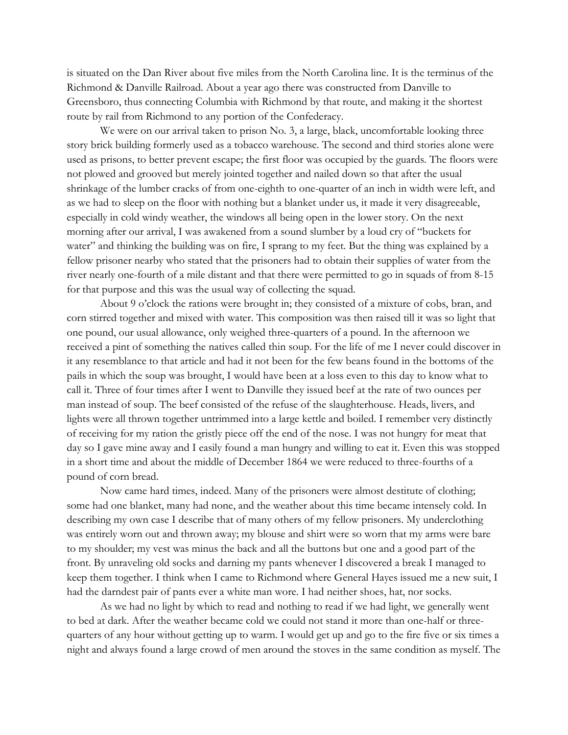is situated on the Dan River about five miles from the North Carolina line. It is the terminus of the Richmond & Danville Railroad. About a year ago there was constructed from Danville to Greensboro, thus connecting Columbia with Richmond by that route, and making it the shortest route by rail from Richmond to any portion of the Confederacy.

We were on our arrival taken to prison No. 3, a large, black, uncomfortable looking three story brick building formerly used as a tobacco warehouse. The second and third stories alone were used as prisons, to better prevent escape; the first floor was occupied by the guards. The floors were not plowed and grooved but merely jointed together and nailed down so that after the usual shrinkage of the lumber cracks of from one-eighth to one-quarter of an inch in width were left, and as we had to sleep on the floor with nothing but a blanket under us, it made it very disagreeable, especially in cold windy weather, the windows all being open in the lower story. On the next morning after our arrival, I was awakened from a sound slumber by a loud cry of "buckets for water" and thinking the building was on fire, I sprang to my feet. But the thing was explained by a fellow prisoner nearby who stated that the prisoners had to obtain their supplies of water from the river nearly one-fourth of a mile distant and that there were permitted to go in squads of from 8-15 for that purpose and this was the usual way of collecting the squad.

About 9 o'clock the rations were brought in; they consisted of a mixture of cobs, bran, and corn stirred together and mixed with water. This composition was then raised till it was so light that one pound, our usual allowance, only weighed three-quarters of a pound. In the afternoon we received a pint of something the natives called thin soup. For the life of me I never could discover in it any resemblance to that article and had it not been for the few beans found in the bottoms of the pails in which the soup was brought, I would have been at a loss even to this day to know what to call it. Three of four times after I went to Danville they issued beef at the rate of two ounces per man instead of soup. The beef consisted of the refuse of the slaughterhouse. Heads, livers, and lights were all thrown together untrimmed into a large kettle and boiled. I remember very distinctly of receiving for my ration the gristly piece off the end of the nose. I was not hungry for meat that day so I gave mine away and I easily found a man hungry and willing to eat it. Even this was stopped in a short time and about the middle of December 1864 we were reduced to three-fourths of a pound of corn bread.

Now came hard times, indeed. Many of the prisoners were almost destitute of clothing; some had one blanket, many had none, and the weather about this time became intensely cold. In describing my own case I describe that of many others of my fellow prisoners. My underclothing was entirely worn out and thrown away; my blouse and shirt were so worn that my arms were bare to my shoulder; my vest was minus the back and all the buttons but one and a good part of the front. By unraveling old socks and darning my pants whenever I discovered a break I managed to keep them together. I think when I came to Richmond where General Hayes issued me a new suit, I had the darndest pair of pants ever a white man wore. I had neither shoes, hat, nor socks.

As we had no light by which to read and nothing to read if we had light, we generally went to bed at dark. After the weather became cold we could not stand it more than one-half or three-quarters of any hour without getting up to warm. I would get up and go to the fire five or six times a night and always found a large crowd of men around the stoves in the same condition as myself. The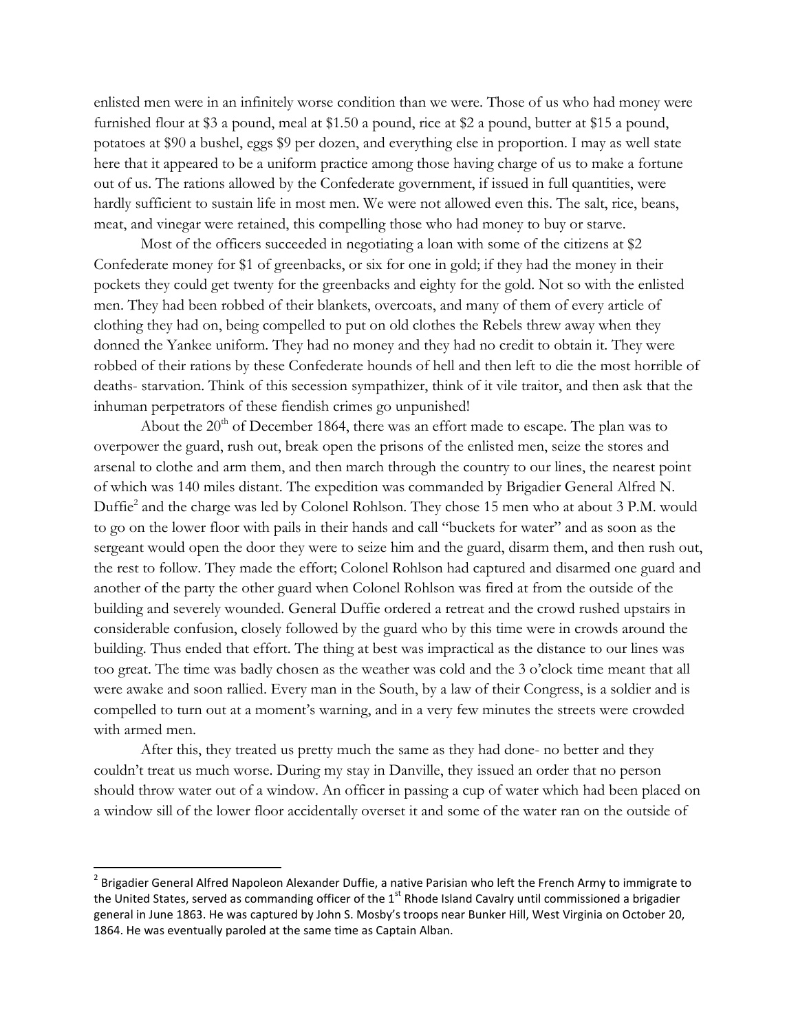enlisted men were in an infinitely worse condition than we were. Those of us who had money were furnished flour at $3 a pound, meal at $1.50 a pound, rice at $2 a pound, butter at $15 a pound, potatoes at $90 a bushel, eggs $9 per dozen, and everything else in proportion. I may as well state here that it appeared to be a uniform practice among those having charge of us to make a fortune out of us. The rations allowed by the Confederate government, if issued in full quantities, were hardly sufficient to sustain life in most men. We were not allowed even this. The salt, rice, beans, meat, and vinegar were retained, this compelling those who had money to buy or starve.

Most of the officers succeeded in negotiating a loan with some of the citizens at $2 Confederate money for $1 of greenbacks, or six for one in gold; if they had the money in their pockets they could get twenty for the greenbacks and eighty for the gold. Not so with the enlisted men. They had been robbed of their blankets, overcoats, and many of them of every article of clothing they had on, being compelled to put on old clothes the Rebels threw away when they donned the Yankee uniform. They had no money and they had no credit to obtain it. They were robbed of their rations by these Confederate hounds of hell and then left to die the most horrible of deaths- starvation. Think of this secession sympathizer, think of it vile traitor, and then ask that the inhuman perpetrators of these fiendish crimes go unpunished!

About the 20th of December 1864, there was an effort made to escape. The plan was to overpower the guard, rush out, break open the prisons of the enlisted men, seize the stores and arsenal to clothe and arm them, and then march through the country to our lines, the nearest point of which was 140 miles distant. The expedition was commanded by Brigadier General Alfred N. Duffie[2] and the charge was led by Colonel Rohlson. They chose 15 men who at about 3 P.M. would to go on the lower floor with pails in their hands and call "buckets for water" and as soon as the sergeant would open the door they were to seize him and the guard, disarm them, and then rush out, the rest to follow. They made the effort; Colonel Rohlson had captured and disarmed one guard and another of the party the other guard when Colonel Rohlson was fired at from the outside of the building and severely wounded. General Duffie ordered a retreat and the crowd rushed upstairs in considerable confusion, closely followed by the guard who by this time were in crowds around the building. Thus ended that effort. The thing at best was impractical as the distance to our lines was too great. The time was badly chosen as the weather was cold and the 3 o'clock time meant that all were awake and soon rallied. Every man in the South, by a law of their Congress, is a soldier and is compelled to turn out at a moment's warning, and in a very few minutes the streets were crowded with armed men.

After this, they treated us pretty much the same as they had done- no better and they couldn't treat us much worse. During my stay in Danville, they issued an order that no person should throw water out of a window. An officer in passing a cup of water which had been placed on a window sill of the lower floor accidentally overset it and some of the water ran on the outside of

[2] Brigadier General Alfred Napoleon Alexander Duffie, a native Parisian who left the French Army to immigrate to the United States, served as commanding officer of the 1st Rhode Island Cavalry until commissioned a brigadier general in June 1863. He was captured by John S. Mosby's troops near Bunker Hill, West Virginia on October 20, 1864. He was eventually paroled at the same time as Captain Alban.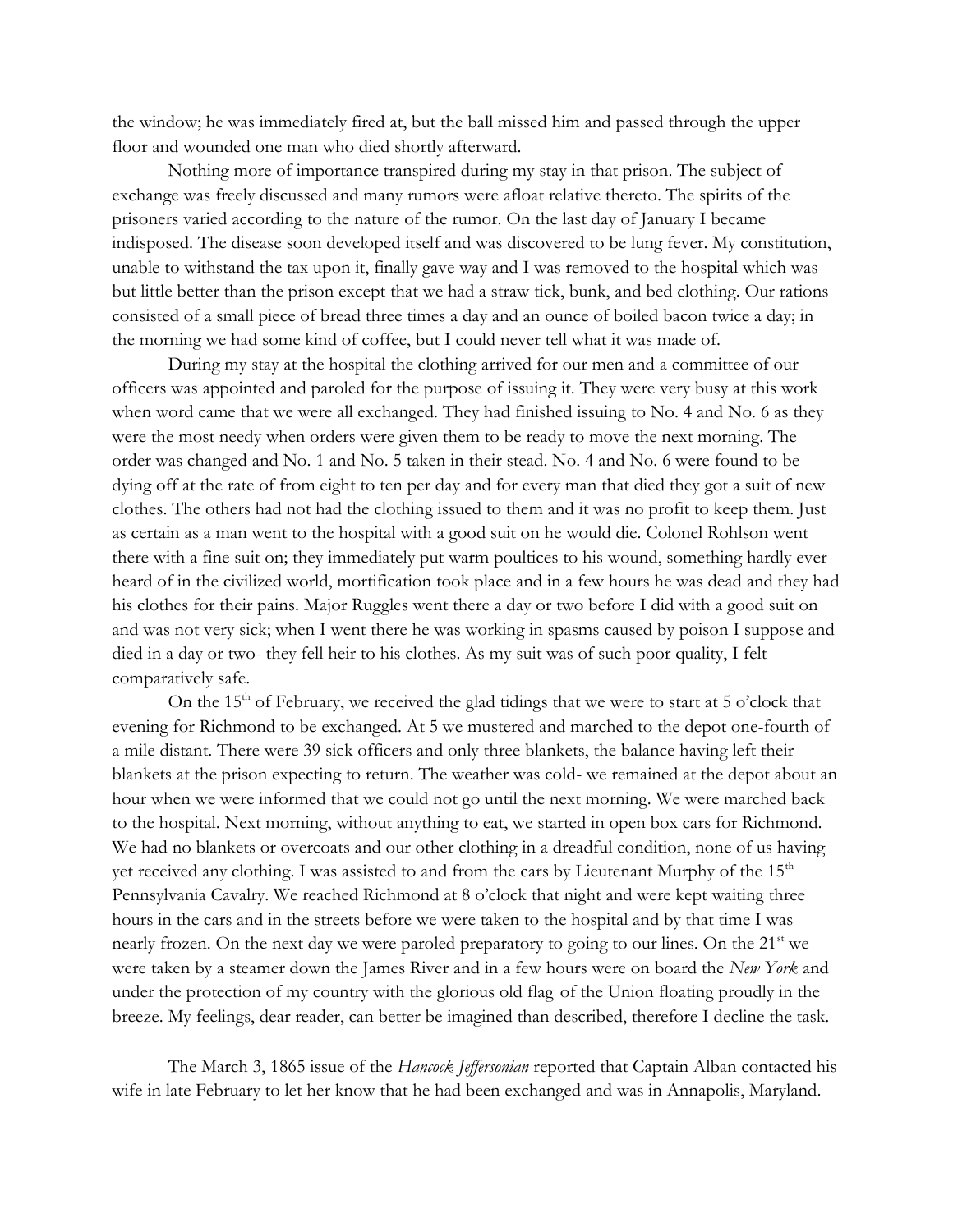the window; he was immediately fired at, but the ball missed him and passed through the upper floor and wounded one man who died shortly afterward.

Nothing more of importance transpired during my stay in that prison. The subject of exchange was freely discussed and many rumors were afloat relative thereto. The spirits of the prisoners varied according to the nature of the rumor. On the last day of January I became indisposed. The disease soon developed itself and was discovered to be lung fever. My constitution, unable to withstand the tax upon it, finally gave way and I was removed to the hospital which was but little better than the prison except that we had a straw tick, bunk, and bed clothing. Our rations consisted of a small piece of bread three times a day and an ounce of boiled bacon twice a day; in the morning we had some kind of coffee, but I could never tell what it was made of.

During my stay at the hospital the clothing arrived for our men and a committee of our officers was appointed and paroled for the purpose of issuing it. They were very busy at this work when word came that we were all exchanged. They had finished issuing to No. 4 and No. 6 as they were the most needy when orders were given them to be ready to move the next morning. The order was changed and No. 1 and No. 5 taken in their stead. No. 4 and No. 6 were found to be dying off at the rate of from eight to ten per day and for every man that died they got a suit of new clothes. The others had not had the clothing issued to them and it was no profit to keep them. Just as certain as a man went to the hospital with a good suit on he would die. Colonel Rohlson went there with a fine suit on; they immediately put warm poultices to his wound, something hardly ever heard of in the civilized world, mortification took place and in a few hours he was dead and they had his clothes for their pains. Major Ruggles went there a day or two before I did with a good suit on and was not very sick; when I went there he was working in spasms caused by poison I suppose and died in a day or two- they fell heir to his clothes. As my suit was of such poor quality, I felt comparatively safe.

On the 15th of February, we received the glad tidings that we were to start at 5 o'clock that evening for Richmond to be exchanged. At 5 we mustered and marched to the depot one-fourth of a mile distant. There were 39 sick officers and only three blankets, the balance having left their blankets at the prison expecting to return. The weather was cold- we remained at the depot about an hour when we were informed that we could not go until the next morning. We were marched back to the hospital. Next morning, without anything to eat, we started in open box cars for Richmond. We had no blankets or overcoats and our other clothing in a dreadful condition, none of us having yet received any clothing. I was assisted to and from the cars by Lieutenant Murphy of the 15th Pennsylvania Cavalry. We reached Richmond at 8 o'clock that night and were kept waiting three hours in the cars and in the streets before we were taken to the hospital and by that time I was nearly frozen. On the next day we were paroled preparatory to going to our lines. On the 21st we were taken by a steamer down the James River and in a few hours were on board the *New York* and under the protection of my country with the glorious old flag of the Union floating proudly in the breeze. My feelings, dear reader, can better be imagined than described, therefore I decline the task.

---

The March 3, 1865 issue of the *Hancock Jeffersonian* reported that Captain Alban contacted his wife in late February to let her know that he had been exchanged and was in Annapolis, Maryland.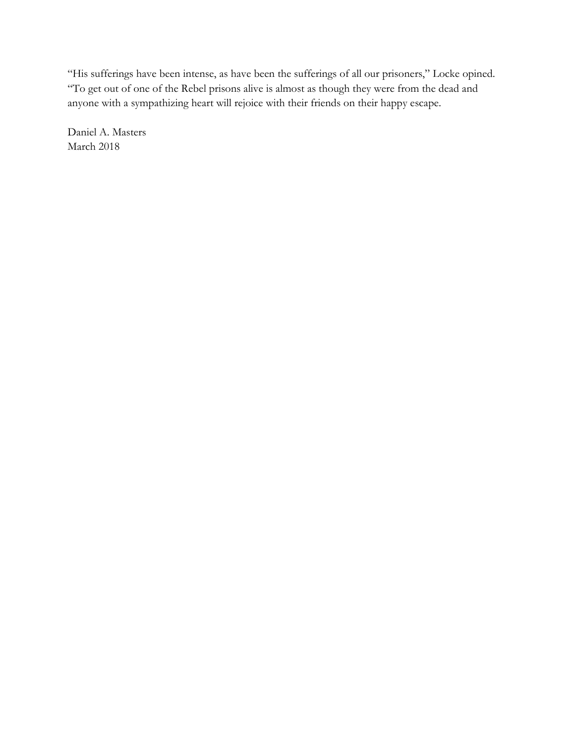"His sufferings have been intense, as have been the sufferings of all our prisoners," Locke opined. "To get out of one of the Rebel prisons alive is almost as though they were from the dead and anyone with a sympathizing heart will rejoice with their friends on their happy escape.

Daniel A. Masters
March 2018